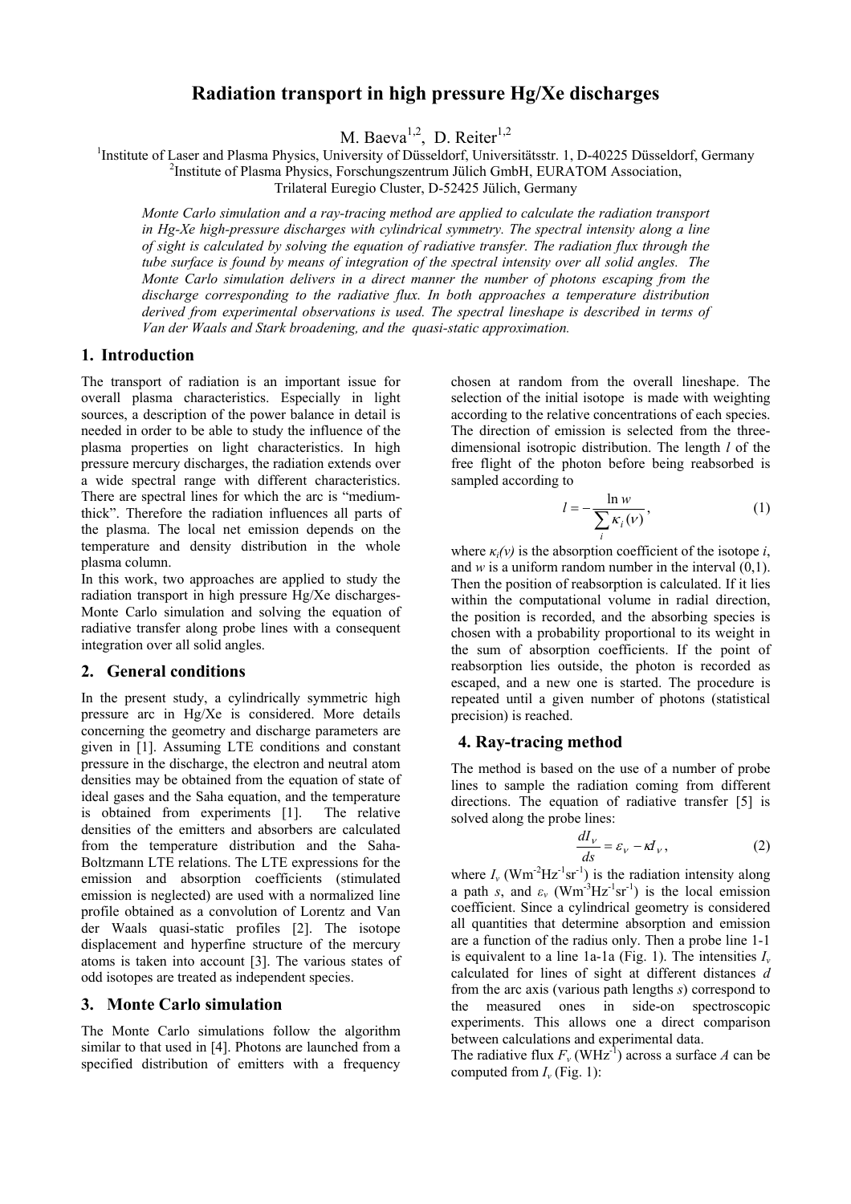# Radiation transport in high pressure Hg/Xe discharges

M. Baeva[1,2], D. Reiter[1,2]

[1]Institute of Laser and Plasma Physics, University of Düsseldorf, Universitätsstr. 1, D-40225 Düsseldorf, Germany
[2]Institute of Plasma Physics, Forschungszentrum Jülich GmbH, EURATOM Association, Trilateral Euregio Cluster, D-52425 Jülich, Germany

*Monte Carlo simulation and a ray-tracing method are applied to calculate the radiation transport in Hg-Xe high-pressure discharges with cylindrical symmetry. The spectral intensity along a line of sight is calculated by solving the equation of radiative transfer. The radiation flux through the tube surface is found by means of integration of the spectral intensity over all solid angles. The Monte Carlo simulation delivers in a direct manner the number of photons escaping from the discharge corresponding to the radiative flux. In both approaches a temperature distribution derived from experimental observations is used. The spectral lineshape is described in terms of Van der Waals and Stark broadening, and the quasi-static approximation.*

## 1. Introduction

The transport of radiation is an important issue for overall plasma characteristics. Especially in light sources, a description of the power balance in detail is needed in order to be able to study the influence of the plasma properties on light characteristics. In high pressure mercury discharges, the radiation extends over a wide spectral range with different characteristics. There are spectral lines for which the arc is "medium-thick". Therefore the radiation influences all parts of the plasma. The local net emission depends on the temperature and density distribution in the whole plasma column.

In this work, two approaches are applied to study the radiation transport in high pressure Hg/Xe discharges- Monte Carlo simulation and solving the equation of radiative transfer along probe lines with a consequent integration over all solid angles.

## 2. General conditions

In the present study, a cylindrically symmetric high pressure arc in Hg/Xe is considered. More details concerning the geometry and discharge parameters are given in [1]. Assuming LTE conditions and constant pressure in the discharge, the electron and neutral atom densities may be obtained from the equation of state of ideal gases and the Saha equation, and the temperature is obtained from experiments [1]. The relative densities of the emitters and absorbers are calculated from the temperature distribution and the Saha-Boltzmann LTE relations. The LTE expressions for the emission and absorption coefficients (stimulated emission is neglected) are used with a normalized line profile obtained as a convolution of Lorentz and Van der Waals quasi-static profiles [2]. The isotope displacement and hyperfine structure of the mercury atoms is taken into account [3]. The various states of odd isotopes are treated as independent species.

## 3. Monte Carlo simulation

The Monte Carlo simulations follow the algorithm similar to that used in [4]. Photons are launched from a specified distribution of emitters with a frequency chosen at random from the overall lineshape. The selection of the initial isotope is made with weighting according to the relative concentrations of each species. The direction of emission is selected from the three-dimensional isotropic distribution. The length $l$ of the free flight of the photon before being reabsorbed is sampled according to

$$l = -\frac{\ln w}{\sum_i \kappa_i(\nu)}, \qquad (1)$$

where $\kappa_i(\nu)$ is the absorption coefficient of the isotope $i$, and $w$ is a uniform random number in the interval (0,1). Then the position of reabsorption is calculated. If it lies within the computational volume in radial direction, the position is recorded, and the absorbing species is chosen with a probability proportional to its weight in the sum of absorption coefficients. If the point of reabsorption lies outside, the photon is recorded as escaped, and a new one is started. The procedure is repeated until a given number of photons (statistical precision) is reached.

## 4. Ray-tracing method

The method is based on the use of a number of probe lines to sample the radiation coming from different directions. The equation of radiative transfer [5] is solved along the probe lines:

$$\frac{dI_\nu}{ds} = \varepsilon_\nu - \kappa I_\nu, \qquad (2)$$

where $I_\nu$ ($\mathrm{Wm^{-2}Hz^{-1}sr^{-1}}$) is the radiation intensity along a path $s$, and $\varepsilon_\nu$ ($\mathrm{Wm^{-3}Hz^{-1}sr^{-1}}$) is the local emission coefficient. Since a cylindrical geometry is considered all quantities that determine absorption and emission are a function of the radius only. Then a probe line 1-1 is equivalent to a line 1a-1a (Fig. 1). The intensities $I_\nu$ calculated for lines of sight at different distances $d$ from the arc axis (various path lengths $s$) correspond to the measured ones in side-on spectroscopic experiments. This allows one a direct comparison between calculations and experimental data.

The radiative flux $F_\nu$ ($\mathrm{WHz^{-1}}$) across a surface $A$ can be computed from $I_\nu$ (Fig. 1):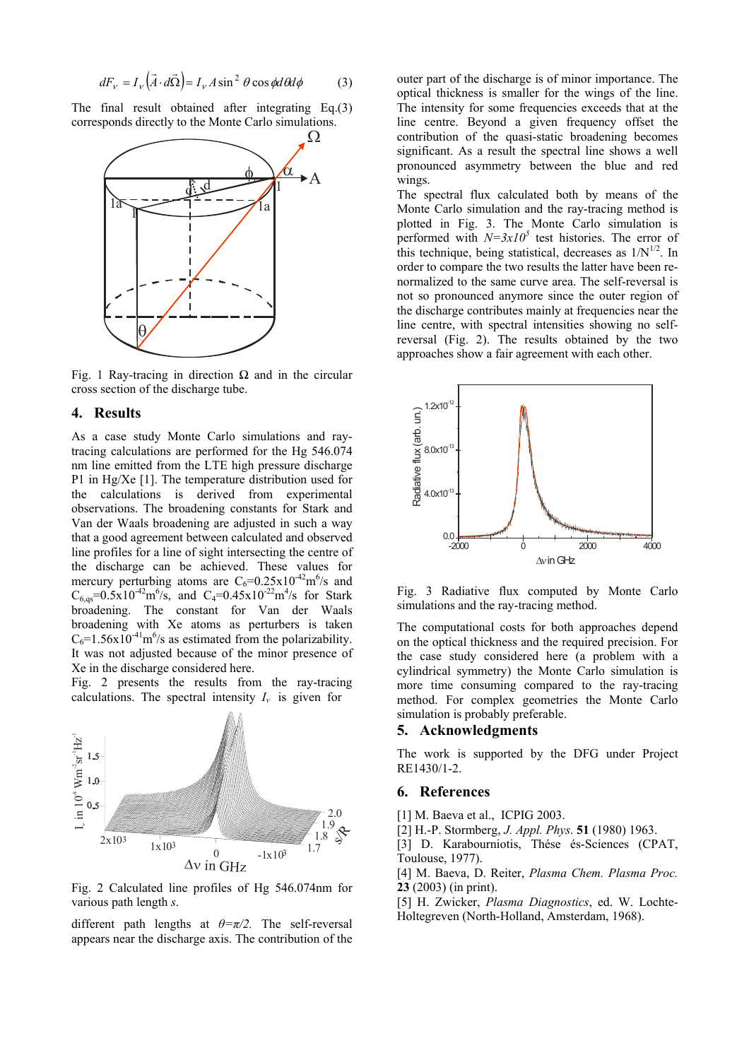$$dF_\nu = I_\nu \left(\vec{A} \cdot d\vec{\Omega}\right) = I_\nu A \sin^2 \theta \cos \phi d\theta d\phi \qquad (3)$$

The final result obtained after integrating Eq.(3) corresponds directly to the Monte Carlo simulations.

Ω
α
A
ϕ
d
1
1a
1a
1
θ

Fig. 1 Ray-tracing in direction **Ω** and in the circular cross section of the discharge tube.

## 4. Results

As a case study Monte Carlo simulations and ray-tracing calculations are performed for the Hg 546.074 nm line emitted from the LTE high pressure discharge P1 in Hg/Xe [1]. The temperature distribution used for the calculations is derived from experimental observations. The broadening constants for Stark and Van der Waals broadening are adjusted in such a way that a good agreement between calculated and observed line profiles for a line of sight intersecting the centre of the discharge can be achieved. These values for mercury perturbing atoms are $C_6$=0.25x10$^{-42}$m$^6$/s and $C_{6,qs}$=0.5x10$^{-42}$m$^6$/s, and $C_4$=0.45x10$^{-22}$m$^4$/s for Stark broadening. The constant for Van der Waals broadening with Xe atoms as perturbers is taken $C_6$=1.56x10$^{-41}$m$^6$/s as estimated from the polarizability. It was not adjusted because of the minor presence of Xe in the discharge considered here.

Fig. 2 presents the results from the ray-tracing calculations. The spectral intensity $I_\nu$ is given for

$I_\nu$ in 10$^8$ Wm$^{-2}$sr$^{-1}$Hz$^{-1}$
1.5
1.0
0.5
2x10$^3$
1x10$^3$
0
-1x10$^3$
Δν in GHz
2.0
1.9
1.8
1.7
s/R

Fig. 2 Calculated line profiles of Hg 546.074nm for various path length *s*.

different path lengths at $\theta$=$\pi$/2. The self-reversal appears near the discharge axis. The contribution of the outer part of the discharge is of minor importance. The optical thickness is smaller for the wings of the line. The intensity for some frequencies exceeds that at the line centre. Beyond a given frequency offset the contribution of the quasi-static broadening becomes significant. As a result the spectral line shows a well pronounced asymmetry between the blue and red wings.

The spectral flux calculated both by means of the Monte Carlo simulation and the ray-tracing method is plotted in Fig. 3. The Monte Carlo simulation is performed with *N=3x10$^5$* test histories. The error of this technique, being statistical, decreases as 1/N$^{1/2}$. In order to compare the two results the latter have been re-normalized to the same curve area. The self-reversal is not so pronounced anymore since the outer region of the discharge contributes mainly at frequencies near the line centre, with spectral intensities showing no self-reversal (Fig. 2). The results obtained by the two approaches show a fair agreement with each other.

Radiative flux (arb. un.)
1.2x10$^{12}$
8.0x10$^{13}$
4.0x10$^{13}$
0.0
-2000
0
2000
4000
Δν in GHz

Fig. 3 Radiative flux computed by Monte Carlo simulations and the ray-tracing method.

The computational costs for both approaches depend on the optical thickness and the required precision. For the case study considered here (a problem with a cylindrical symmetry) the Monte Carlo simulation is more time consuming compared to the ray-tracing method. For complex geometries the Monte Carlo simulation is probably preferable.

## 5. Acknowledgments

The work is supported by the DFG under Project RE1430/1-2.

## 6. References

[1] M. Baeva et al., ICPIG 2003.
[2] H.-P. Stormberg, *J. Appl. Phys*. **51** (1980) 1963.
[3] D. Karabourniotis, Thése és-Sciences (CPAT, Toulouse, 1977).
[4] M. Baeva, D. Reiter, *Plasma Chem. Plasma Proc.* **23** (2003) (in print).
[5] H. Zwicker, *Plasma Diagnostics*, ed. W. Lochte-Holtegreven (North-Holland, Amsterdam, 1968).